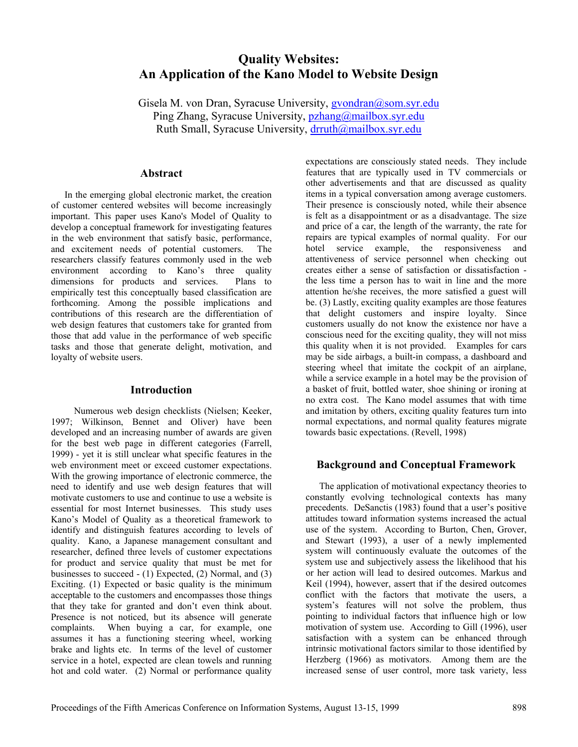# Quality Websites: An Application of the Kano Model to Website Design

Gisela M. von Dran, Syracuse University, gvondran@som.syr.edu
Ping Zhang, Syracuse University, pzhang@mailbox.syr.edu
Ruth Small, Syracuse University, drruth@mailbox.syr.edu

## Abstract

In the emerging global electronic market, the creation of customer centered websites will become increasingly important. This paper uses Kano's Model of Quality to develop a conceptual framework for investigating features in the web environment that satisfy basic, performance, and excitement needs of potential customers. The researchers classify features commonly used in the web environment according to Kano's three quality dimensions for products and services. Plans to empirically test this conceptually based classification are forthcoming. Among the possible implications and contributions of this research are the differentiation of web design features that customers take for granted from those that add value in the performance of web specific tasks and those that generate delight, motivation, and loyalty of website users.

## Introduction

Numerous web design checklists (Nielsen; Keeker, 1997; Wilkinson, Bennet and Oliver) have been developed and an increasing number of awards are given for the best web page in different categories (Farrell, 1999) - yet it is still unclear what specific features in the web environment meet or exceed customer expectations. With the growing importance of electronic commerce, the need to identify and use web design features that will motivate customers to use and continue to use a website is essential for most Internet businesses. This study uses Kano's Model of Quality as a theoretical framework to identify and distinguish features according to levels of quality. Kano, a Japanese management consultant and researcher, defined three levels of customer expectations for product and service quality that must be met for businesses to succeed - (1) Expected, (2) Normal, and (3) Exciting. (1) Expected or basic quality is the minimum acceptable to the customers and encompasses those things that they take for granted and don't even think about. Presence is not noticed, but its absence will generate complaints. When buying a car, for example, one assumes it has a functioning steering wheel, working brake and lights etc. In terms of the level of customer service in a hotel, expected are clean towels and running hot and cold water. (2) Normal or performance quality expectations are consciously stated needs. They include features that are typically used in TV commercials or other advertisements and that are discussed as quality items in a typical conversation among average customers. Their presence is consciously noted, while their absence is felt as a disappointment or as a disadvantage. The size and price of a car, the length of the warranty, the rate for repairs are typical examples of normal quality. For our hotel service example, the responsiveness and attentiveness of service personnel when checking out creates either a sense of satisfaction or dissatisfaction - the less time a person has to wait in line and the more attention he/she receives, the more satisfied a guest will be. (3) Lastly, exciting quality examples are those features that delight customers and inspire loyalty. Since customers usually do not know the existence nor have a conscious need for the exciting quality, they will not miss this quality when it is not provided. Examples for cars may be side airbags, a built-in compass, a dashboard and steering wheel that imitate the cockpit of an airplane, while a service example in a hotel may be the provision of a basket of fruit, bottled water, shoe shining or ironing at no extra cost. The Kano model assumes that with time and imitation by others, exciting quality features turn into normal expectations, and normal quality features migrate towards basic expectations. (Revell, 1998)

## Background and Conceptual Framework

The application of motivational expectancy theories to constantly evolving technological contexts has many precedents. DeSanctis (1983) found that a user's positive attitudes toward information systems increased the actual use of the system. According to Burton, Chen, Grover, and Stewart (1993), a user of a newly implemented system will continuously evaluate the outcomes of the system use and subjectively assess the likelihood that his or her action will lead to desired outcomes. Markus and Keil (1994), however, assert that if the desired outcomes conflict with the factors that motivate the users, a system's features will not solve the problem, thus pointing to individual factors that influence high or low motivation of system use. According to Gill (1996), user satisfaction with a system can be enhanced through intrinsic motivational factors similar to those identified by Herzberg (1966) as motivators. Among them are the increased sense of user control, more task variety, less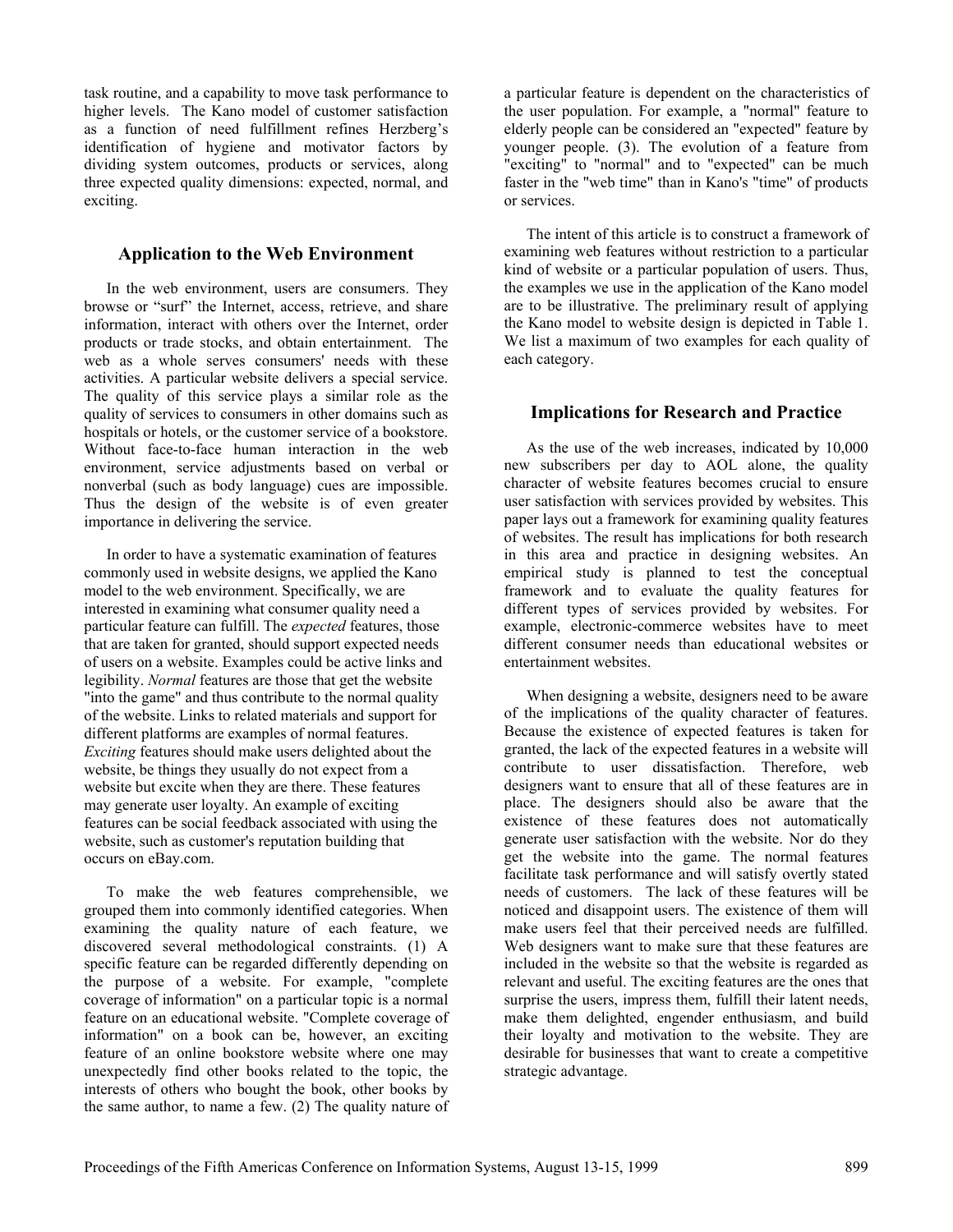task routine, and a capability to move task performance to higher levels. The Kano model of customer satisfaction as a function of need fulfillment refines Herzberg's identification of hygiene and motivator factors by dividing system outcomes, products or services, along three expected quality dimensions: expected, normal, and exciting.

## Application to the Web Environment

In the web environment, users are consumers. They browse or "surf" the Internet, access, retrieve, and share information, interact with others over the Internet, order products or trade stocks, and obtain entertainment. The web as a whole serves consumers' needs with these activities. A particular website delivers a special service. The quality of this service plays a similar role as the quality of services to consumers in other domains such as hospitals or hotels, or the customer service of a bookstore. Without face-to-face human interaction in the web environment, service adjustments based on verbal or nonverbal (such as body language) cues are impossible. Thus the design of the website is of even greater importance in delivering the service.

In order to have a systematic examination of features commonly used in website designs, we applied the Kano model to the web environment. Specifically, we are interested in examining what consumer quality need a particular feature can fulfill. The *expected* features, those that are taken for granted, should support expected needs of users on a website. Examples could be active links and legibility. *Normal* features are those that get the website "into the game" and thus contribute to the normal quality of the website. Links to related materials and support for different platforms are examples of normal features. *Exciting* features should make users delighted about the website, be things they usually do not expect from a website but excite when they are there. These features may generate user loyalty. An example of exciting features can be social feedback associated with using the website, such as customer's reputation building that occurs on eBay.com.

To make the web features comprehensible, we grouped them into commonly identified categories. When examining the quality nature of each feature, we discovered several methodological constraints. (1) A specific feature can be regarded differently depending on the purpose of a website. For example, "complete coverage of information" on a particular topic is a normal feature on an educational website. "Complete coverage of information" on a book can be, however, an exciting feature of an online bookstore website where one may unexpectedly find other books related to the topic, the interests of others who bought the book, other books by the same author, to name a few. (2) The quality nature of a particular feature is dependent on the characteristics of the user population. For example, a "normal" feature to elderly people can be considered an "expected" feature by younger people. (3). The evolution of a feature from "exciting" to "normal" and to "expected" can be much faster in the "web time" than in Kano's "time" of products or services.

The intent of this article is to construct a framework of examining web features without restriction to a particular kind of website or a particular population of users. Thus, the examples we use in the application of the Kano model are to be illustrative. The preliminary result of applying the Kano model to website design is depicted in Table 1. We list a maximum of two examples for each quality of each category.

## Implications for Research and Practice

As the use of the web increases, indicated by 10,000 new subscribers per day to AOL alone, the quality character of website features becomes crucial to ensure user satisfaction with services provided by websites. This paper lays out a framework for examining quality features of websites. The result has implications for both research in this area and practice in designing websites. An empirical study is planned to test the conceptual framework and to evaluate the quality features for different types of services provided by websites. For example, electronic-commerce websites have to meet different consumer needs than educational websites or entertainment websites.

When designing a website, designers need to be aware of the implications of the quality character of features. Because the existence of expected features is taken for granted, the lack of the expected features in a website will contribute to user dissatisfaction. Therefore, web designers want to ensure that all of these features are in place. The designers should also be aware that the existence of these features does not automatically generate user satisfaction with the website. Nor do they get the website into the game. The normal features facilitate task performance and will satisfy overtly stated needs of customers. The lack of these features will be noticed and disappoint users. The existence of them will make users feel that their perceived needs are fulfilled. Web designers want to make sure that these features are included in the website so that the website is regarded as relevant and useful. The exciting features are the ones that surprise the users, impress them, fulfill their latent needs, make them delighted, engender enthusiasm, and build their loyalty and motivation to the website. They are desirable for businesses that want to create a competitive strategic advantage.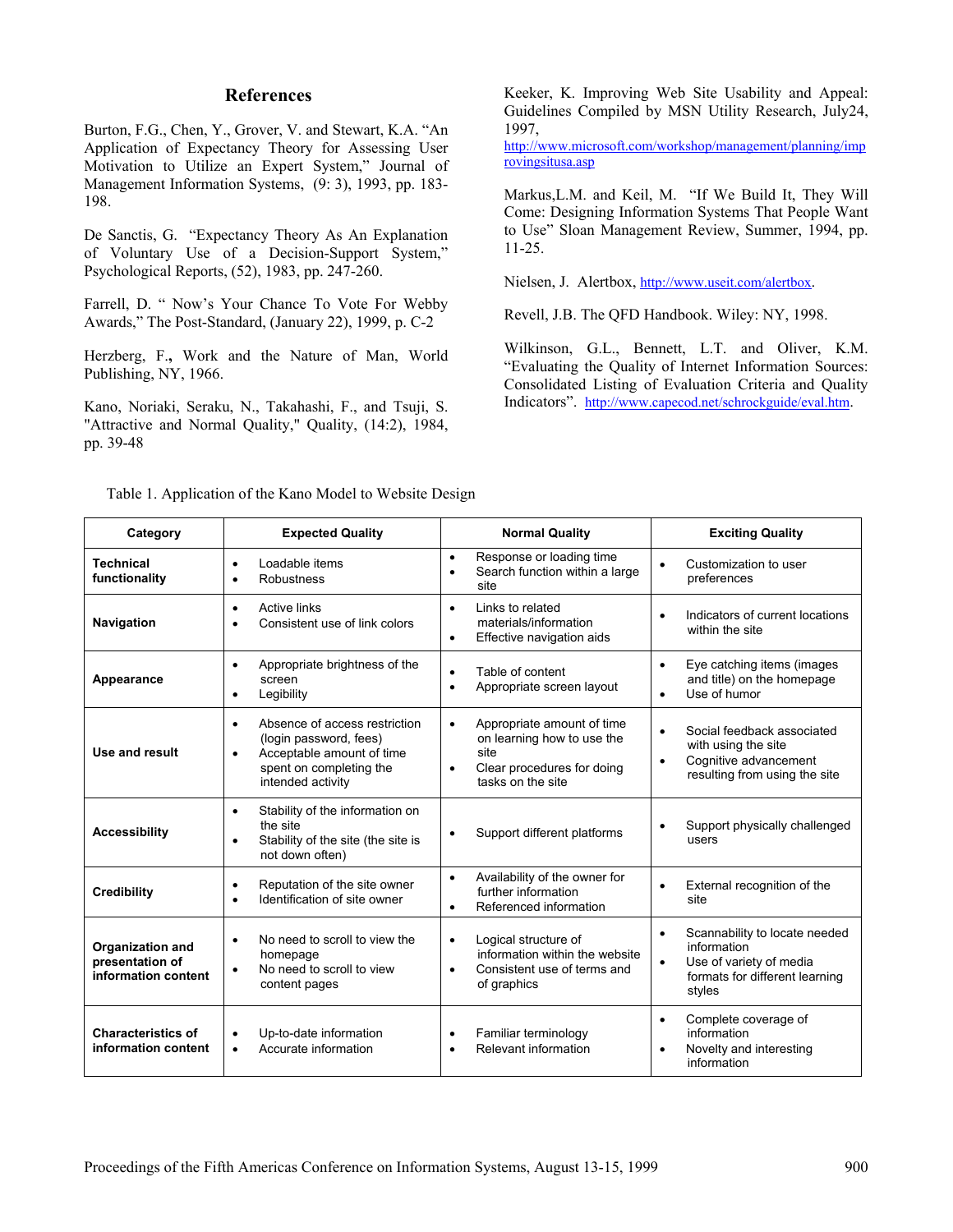## References

Burton, F.G., Chen, Y., Grover, V. and Stewart, K.A. "An Application of Expectancy Theory for Assessing User Motivation to Utilize an Expert System," Journal of Management Information Systems, (9: 3), 1993, pp. 183-198.

De Sanctis, G. "Expectancy Theory As An Explanation of Voluntary Use of a Decision-Support System," Psychological Reports, (52), 1983, pp. 247-260.

Farrell, D. " Now's Your Chance To Vote For Webby Awards," The Post-Standard, (January 22), 1999, p. C-2

Herzberg, F., Work and the Nature of Man, World Publishing, NY, 1966.

Kano, Noriaki, Seraku, N., Takahashi, F., and Tsuji, S. "Attractive and Normal Quality," Quality, (14:2), 1984, pp. 39-48

Keeker, K. Improving Web Site Usability and Appeal: Guidelines Compiled by MSN Utility Research, July24, 1997, http://www.microsoft.com/workshop/management/planning/improvingsitusa.asp

Markus,L.M. and Keil, M. "If We Build It, They Will Come: Designing Information Systems That People Want to Use" Sloan Management Review, Summer, 1994, pp. 11-25.

Nielsen, J. Alertbox, http://www.useit.com/alertbox.

Revell, J.B. The QFD Handbook. Wiley: NY, 1998.

Wilkinson, G.L., Bennett, L.T. and Oliver, K.M. "Evaluating the Quality of Internet Information Sources: Consolidated Listing of Evaluation Criteria and Quality Indicators". http://www.capecod.net/schrockguide/eval.htm.

Table 1. Application of the Kano Model to Website Design

| Category | Expected Quality | Normal Quality | Exciting Quality |
|---|---|---|---|
| **Technical functionality** | • Loadable items<br>• Robustness | • Response or loading time<br>• Search function within a large site | • Customization to user preferences |
| **Navigation** | • Active links<br>• Consistent use of link colors | • Links to related materials/information<br>• Effective navigation aids | • Indicators of current locations within the site |
| **Appearance** | • Appropriate brightness of the screen<br>• Legibility | • Table of content<br>• Appropriate screen layout | • Eye catching items (images and title) on the homepage<br>• Use of humor |
| **Use and result** | • Absence of access restriction (login password, fees)<br>• Acceptable amount of time spent on completing the intended activity | • Appropriate amount of time on learning how to use the site<br>• Clear procedures for doing tasks on the site | • Social feedback associated with using the site<br>• Cognitive advancement resulting from using the site |
| **Accessibility** | • Stability of the information on the site<br>• Stability of the site (the site is not down often) | • Support different platforms | • Support physically challenged users |
| **Credibility** | • Reputation of the site owner<br>• Identification of site owner | • Availability of the owner for further information<br>• Referenced information | • External recognition of the site |
| **Organization and presentation of information content** | • No need to scroll to view the homepage<br>• No need to scroll to view content pages | • Logical structure of information within the website<br>• Consistent use of terms and of graphics | • Scannability to locate needed information<br>• Use of variety of media formats for different learning styles |
| **Characteristics of information content** | • Up-to-date information<br>• Accurate information | • Familiar terminology<br>• Relevant information | • Complete coverage of information<br>• Novelty and interesting information |